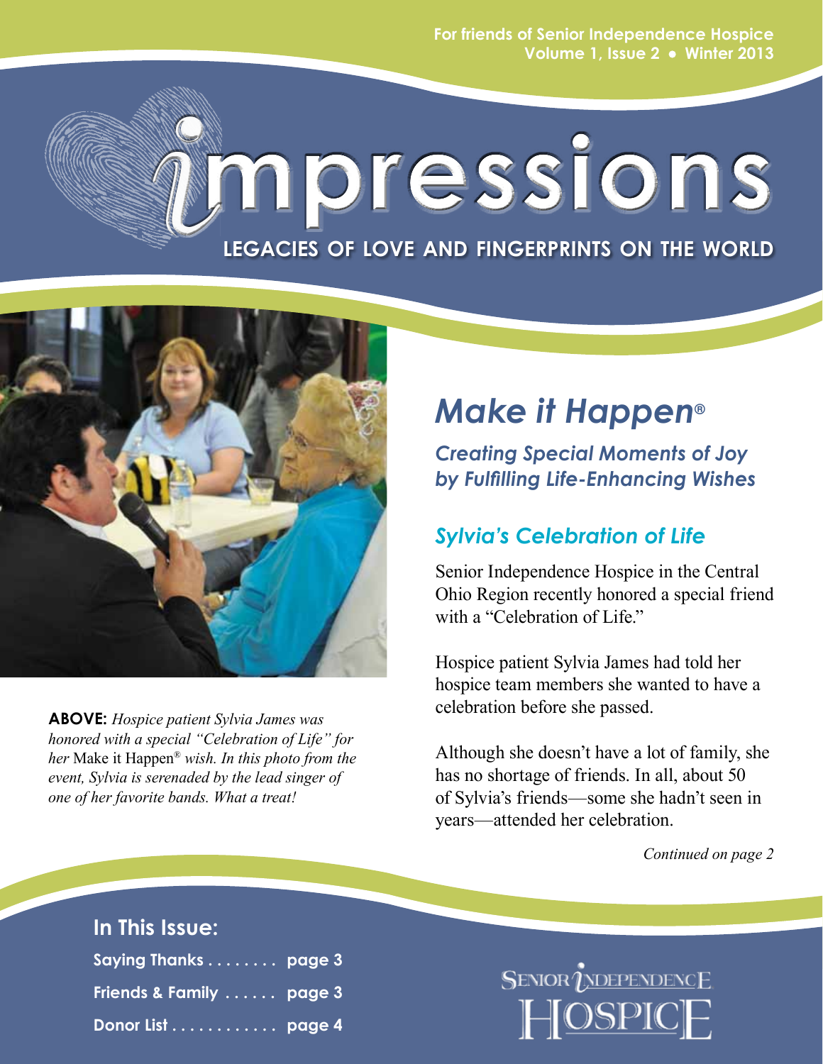For friends of Senior Independence Hospice
Volume 1, Issue 2 • Winter 2013

# impressions

LEGACIES OF LOVE AND FINGERPRINTS ON THE WORLD

**ABOVE:** *Hospice patient Sylvia James was honored with a special "Celebration of Life" for her* Make it Happen® *wish. In this photo from the event, Sylvia is serenaded by the lead singer of one of her favorite bands. What a treat!*

## *Make it Happen®*

### *Creating Special Moments of Joy by Fulfilling Life-Enhancing Wishes*

### *Sylvia's Celebration of Life*

Senior Independence Hospice in the Central Ohio Region recently honored a special friend with a "Celebration of Life."

Hospice patient Sylvia James had told her hospice team members she wanted to have a celebration before she passed.

Although she doesn't have a lot of family, she has no shortage of friends. In all, about 50 of Sylvia's friends—some she hadn't seen in years—attended her celebration.

*Continued on page 2*

### In This Issue:

- Saying Thanks . . . . . . . . page 3
- Friends & Family . . . . . . page 3
- Donor List . . . . . . . . . . . . page 4

SENIOR INDEPENDENCE HOSPICE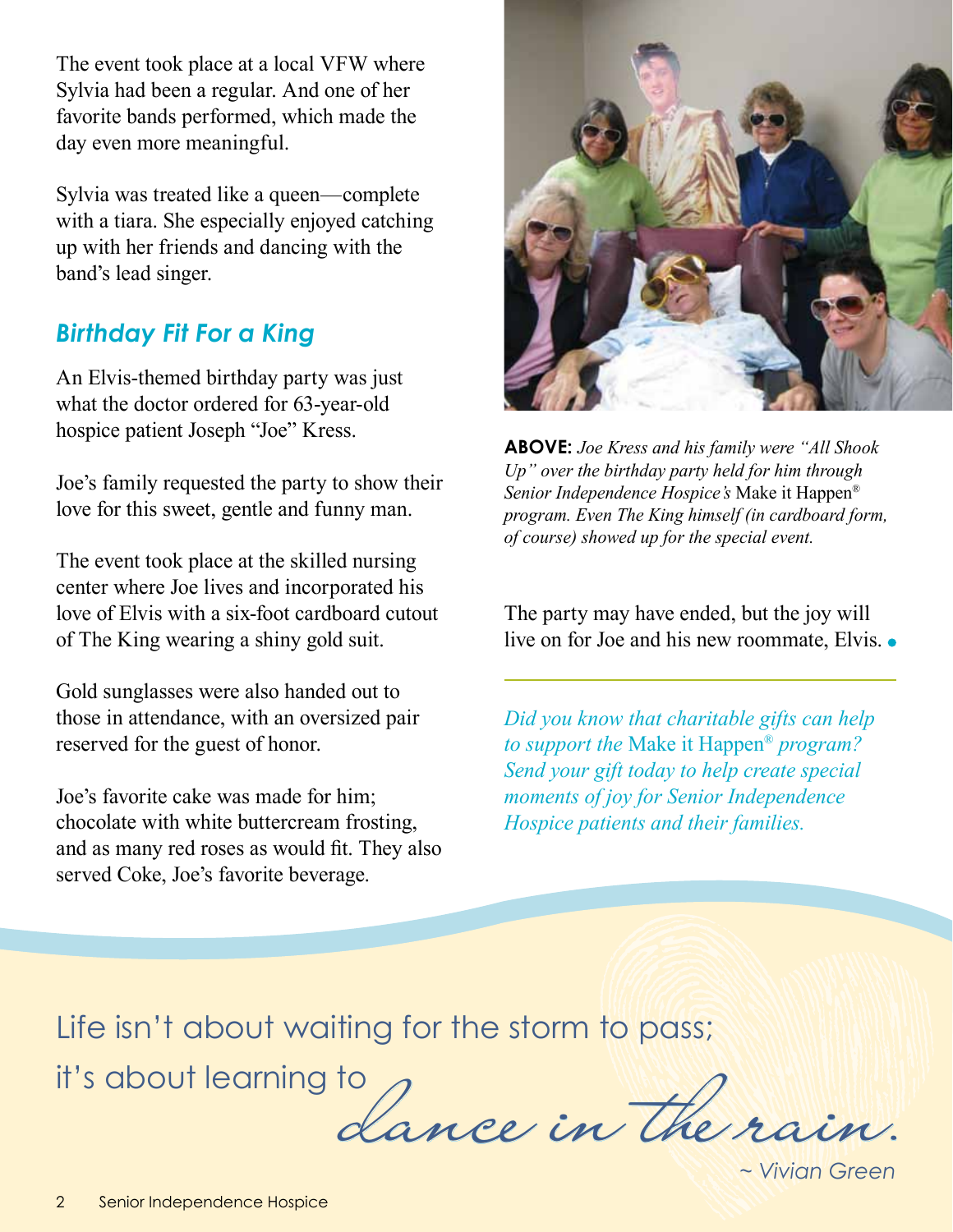The event took place at a local VFW where Sylvia had been a regular. And one of her favorite bands performed, which made the day even more meaningful.

Sylvia was treated like a queen—complete with a tiara. She especially enjoyed catching up with her friends and dancing with the band's lead singer.

## *Birthday Fit For a King*

An Elvis-themed birthday party was just what the doctor ordered for 63-year-old hospice patient Joseph "Joe" Kress.

Joe's family requested the party to show their love for this sweet, gentle and funny man.

The event took place at the skilled nursing center where Joe lives and incorporated his love of Elvis with a six-foot cardboard cutout of The King wearing a shiny gold suit.

Gold sunglasses were also handed out to those in attendance, with an oversized pair reserved for the guest of honor.

Joe's favorite cake was made for him; chocolate with white buttercream frosting, and as many red roses as would fit. They also served Coke, Joe's favorite beverage.

**ABOVE:** *Joe Kress and his family were "All Shook Up" over the birthday party held for him through Senior Independence Hospice's* Make it Happen® *program. Even The King himself (in cardboard form, of course) showed up for the special event.*

The party may have ended, but the joy will live on for Joe and his new roommate, Elvis.

---

*Did you know that charitable gifts can help to support the* Make it Happen® *program? Send your gift today to help create special moments of joy for Senior Independence Hospice patients and their families.*

Life isn't about waiting for the storm to pass; it's about learning to *dance in the rain.*

~ Vivian Green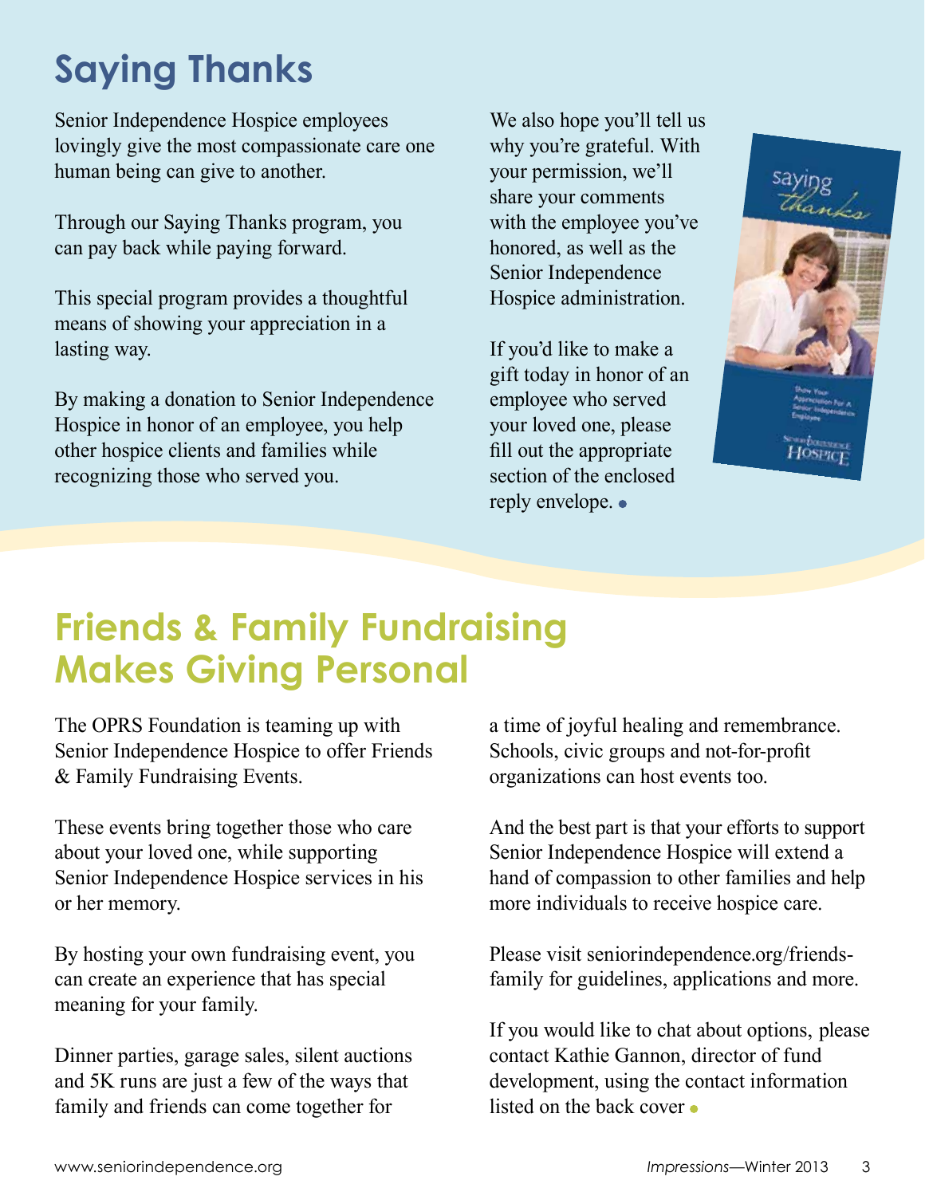# Saying Thanks

Senior Independence Hospice employees lovingly give the most compassionate care one human being can give to another.

Through our Saying Thanks program, you can pay back while paying forward.

This special program provides a thoughtful means of showing your appreciation in a lasting way.

By making a donation to Senior Independence Hospice in honor of an employee, you help other hospice clients and families while recognizing those who served you.

We also hope you'll tell us why you're grateful. With your permission, we'll share your comments with the employee you've honored, as well as the Senior Independence Hospice administration.

If you'd like to make a gift today in honor of an employee who served your loved one, please fill out the appropriate section of the enclosed reply envelope.

# Friends & Family Fundraising Makes Giving Personal

The OPRS Foundation is teaming up with Senior Independence Hospice to offer Friends & Family Fundraising Events.

These events bring together those who care about your loved one, while supporting Senior Independence Hospice services in his or her memory.

By hosting your own fundraising event, you can create an experience that has special meaning for your family.

Dinner parties, garage sales, silent auctions and 5K runs are just a few of the ways that family and friends can come together for a time of joyful healing and remembrance. Schools, civic groups and not-for-profit organizations can host events too.

And the best part is that your efforts to support Senior Independence Hospice will extend a hand of compassion to other families and help more individuals to receive hospice care.

Please visit seniorindependence.org/friends-family for guidelines, applications and more.

If you would like to chat about options, please contact Kathie Gannon, director of fund development, using the contact information listed on the back cover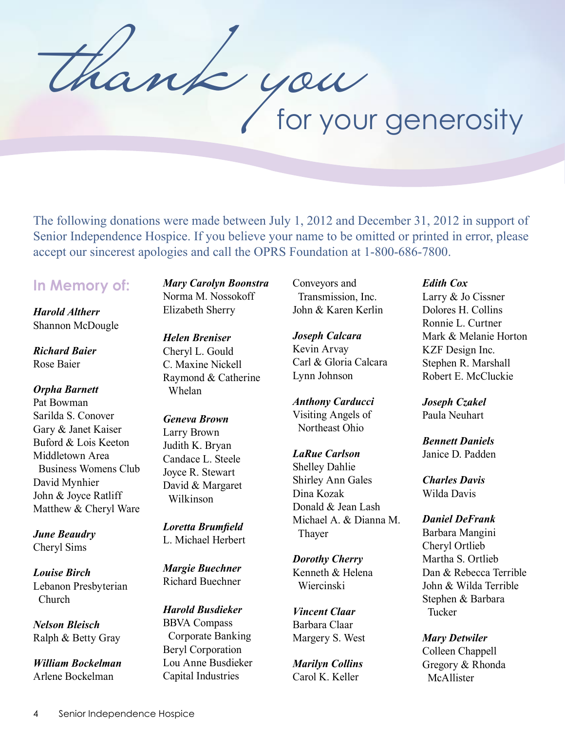# thank you for your generosity

The following donations were made between July 1, 2012 and December 31, 2012 in support of Senior Independence Hospice. If you believe your name to be omitted or printed in error, please accept our sincerest apologies and call the OPRS Foundation at 1-800-686-7800.

## In Memory of:

***Harold Altherr***
Shannon McDougle

***Richard Baier***
Rose Baier

***Orpha Barnett***
Pat Bowman
Sarilda S. Conover
Gary & Janet Kaiser
Buford & Lois Keeton
Middletown Area Business Womens Club
David Mynhier
John & Joyce Ratliff
Matthew & Cheryl Ware

***June Beaudry***
Cheryl Sims

***Louise Birch***
Lebanon Presbyterian Church

***Nelson Bleisch***
Ralph & Betty Gray

***William Bockelman***
Arlene Bockelman

***Mary Carolyn Boonstra***
Norma M. Nossokoff
Elizabeth Sherry

***Helen Breniser***
Cheryl L. Gould
C. Maxine Nickell
Raymond & Catherine Whelan

***Geneva Brown***
Larry Brown
Judith K. Bryan
Candace L. Steele
Joyce R. Stewart
David & Margaret Wilkinson

***Loretta Brumfield***
L. Michael Herbert

***Margie Buechner***
Richard Buechner

***Harold Busdieker***
BBVA Compass Corporate Banking
Beryl Corporation
Lou Anne Busdieker
Capital Industries
Conveyors and Transmission, Inc.
John & Karen Kerlin

***Joseph Calcara***
Kevin Arvay
Carl & Gloria Calcara
Lynn Johnson

***Anthony Carducci***
Visiting Angels of Northeast Ohio

***LaRue Carlson***
Shelley Dahlie
Shirley Ann Gales
Dina Kozak
Donald & Jean Lash
Michael A. & Dianna M. Thayer

***Dorothy Cherry***
Kenneth & Helena Wiercinski

***Vincent Claar***
Barbara Claar
Margery S. West

***Marilyn Collins***
Carol K. Keller

***Edith Cox***
Larry & Jo Cissner
Dolores H. Collins
Ronnie L. Curtner
Mark & Melanie Horton
KZF Design Inc.
Stephen R. Marshall
Robert E. McCluckie

***Joseph Czakel***
Paula Neuhart

***Bennett Daniels***
Janice D. Padden

***Charles Davis***
Wilda Davis

***Daniel DeFrank***
Barbara Mangini
Cheryl Ortlieb
Martha S. Ortlieb
Dan & Rebecca Terrible
John & Wilda Terrible
Stephen & Barbara Tucker

***Mary Detwiler***
Colleen Chappell
Gregory & Rhonda McAllister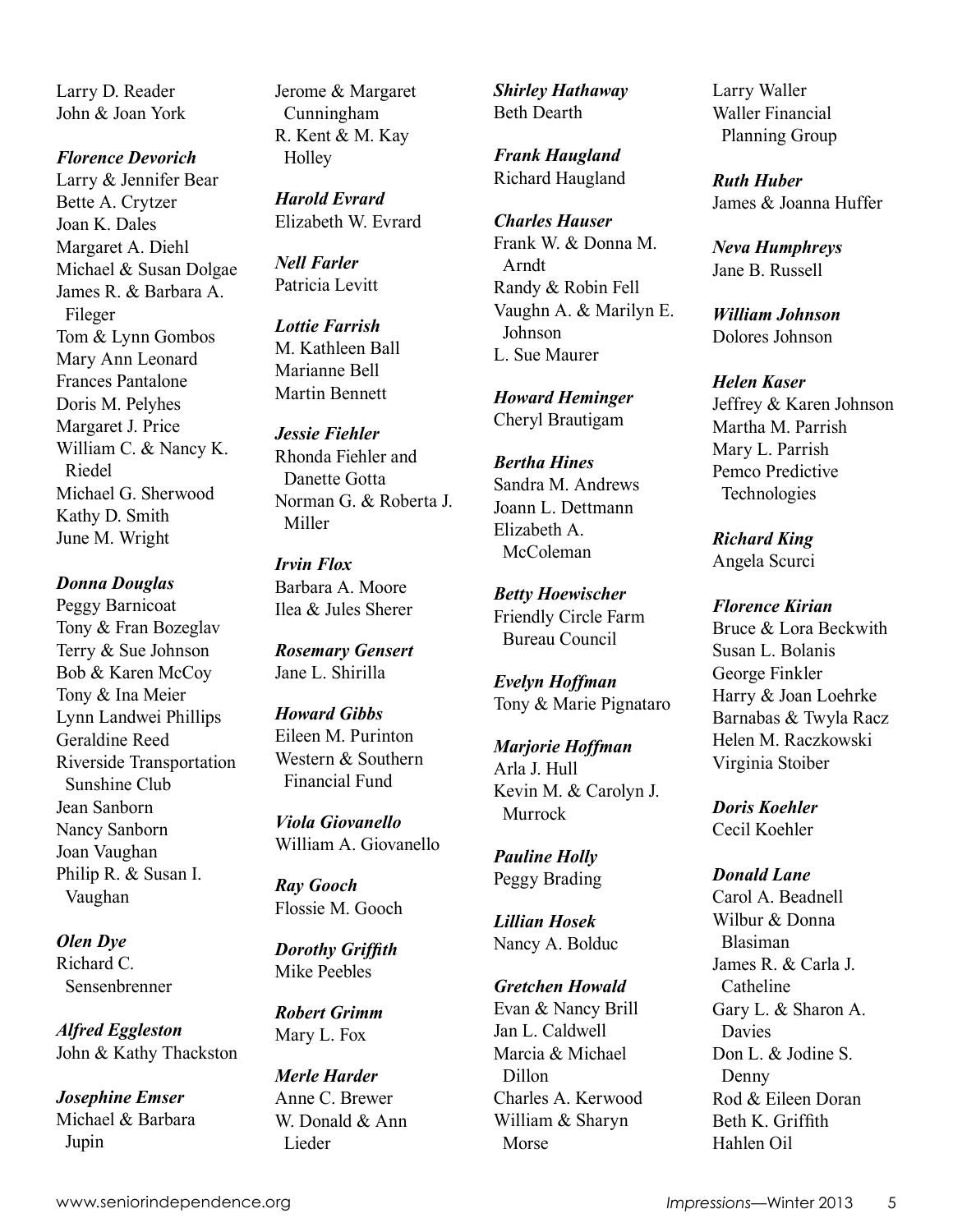Larry D. Reader
John & Joan York

***Florence Devorich***
Larry & Jennifer Bear
Bette A. Crytzer
Joan K. Dales
Margaret A. Diehl
Michael & Susan Dolgae
James R. & Barbara A. Fileger
Tom & Lynn Gombos
Mary Ann Leonard
Frances Pantalone
Doris M. Pelyhes
Margaret J. Price
William C. & Nancy K. Riedel
Michael G. Sherwood
Kathy D. Smith
June M. Wright

***Donna Douglas***
Peggy Barnicoat
Tony & Fran Bozeglav
Terry & Sue Johnson
Bob & Karen McCoy
Tony & Ina Meier
Lynn Landwei Phillips
Geraldine Reed
Riverside Transportation Sunshine Club
Jean Sanborn
Nancy Sanborn
Joan Vaughan
Philip R. & Susan I. Vaughan

***Olen Dye***
Richard C. Sensenbrenner

***Alfred Eggleston***
John & Kathy Thackston

***Josephine Emser***
Michael & Barbara Jupin

Jerome & Margaret Cunningham
R. Kent & M. Kay Holley

***Harold Evrard***
Elizabeth W. Evrard

***Nell Farler***
Patricia Levitt

***Lottie Farrish***
M. Kathleen Ball
Marianne Bell
Martin Bennett

***Jessie Fiehler***
Rhonda Fiehler and Danette Gotta
Norman G. & Roberta J. Miller

***Irvin Flox***
Barbara A. Moore
Ilea & Jules Sherer

***Rosemary Gensert***
Jane L. Shirilla

***Howard Gibbs***
Eileen M. Purinton
Western & Southern Financial Fund

***Viola Giovanello***
William A. Giovanello

***Ray Gooch***
Flossie M. Gooch

***Dorothy Griffith***
Mike Peebles

***Robert Grimm***
Mary L. Fox

***Merle Harder***
Anne C. Brewer
W. Donald & Ann Lieder

***Shirley Hathaway***
Beth Dearth

***Frank Haugland***
Richard Haugland

***Charles Hauser***
Frank W. & Donna M. Arndt
Randy & Robin Fell
Vaughn A. & Marilyn E. Johnson
L. Sue Maurer

***Howard Heminger***
Cheryl Brautigam

***Bertha Hines***
Sandra M. Andrews
Joann L. Dettmann
Elizabeth A. McColeman

***Betty Hoewischer***
Friendly Circle Farm Bureau Council

***Evelyn Hoffman***
Tony & Marie Pignataro

***Marjorie Hoffman***
Arla J. Hull
Kevin M. & Carolyn J. Murrock

***Pauline Holly***
Peggy Brading

***Lillian Hosek***
Nancy A. Bolduc

***Gretchen Howald***
Evan & Nancy Brill
Jan L. Caldwell
Marcia & Michael Dillon
Charles A. Kerwood
William & Sharyn Morse

Larry Waller
Waller Financial Planning Group

***Ruth Huber***
James & Joanna Huffer

***Neva Humphreys***
Jane B. Russell

***William Johnson***
Dolores Johnson

***Helen Kaser***
Jeffrey & Karen Johnson
Martha M. Parrish
Mary L. Parrish
Pemco Predictive Technologies

***Richard King***
Angela Scurci

***Florence Kirian***
Bruce & Lora Beckwith
Susan L. Bolanis
George Finkler
Harry & Joan Loehrke
Barnabas & Twyla Racz
Helen M. Raczkowski
Virginia Stoiber

***Doris Koehler***
Cecil Koehler

***Donald Lane***
Carol A. Beadnell
Wilbur & Donna Blasiman
James R. & Carla J. Catheline
Gary L. & Sharon A. Davies
Don L. & Jodine S. Denny
Rod & Eileen Doran
Beth K. Griffith
Hahlen Oil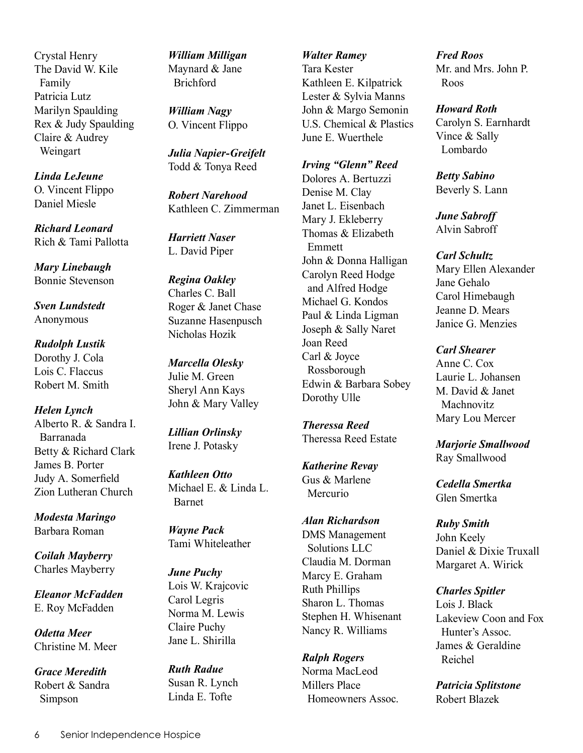Crystal Henry
The David W. Kile Family
Patricia Lutz
Marilyn Spaulding
Rex & Judy Spaulding
Claire & Audrey Weingart

***Linda LeJeune***
O. Vincent Flippo
Daniel Miesle

***Richard Leonard***
Rich & Tami Pallotta

***Mary Linebaugh***
Bonnie Stevenson

***Sven Lundstedt***
Anonymous

***Rudolph Lustik***
Dorothy J. Cola
Lois C. Flaccus
Robert M. Smith

***Helen Lynch***
Alberto R. & Sandra I. Barranada
Betty & Richard Clark
James B. Porter
Judy A. Somerfield
Zion Lutheran Church

***Modesta Maringo***
Barbara Roman

***Coilah Mayberry***
Charles Mayberry

***Eleanor McFadden***
E. Roy McFadden

***Odetta Meer***
Christine M. Meer

***Grace Meredith***
Robert & Sandra Simpson

***William Milligan***
Maynard & Jane Brichford

***William Nagy***
O. Vincent Flippo

***Julia Napier-Greifelt***
Todd & Tonya Reed

***Robert Narehood***
Kathleen C. Zimmerman

***Harriett Naser***
L. David Piper

***Regina Oakley***
Charles C. Ball
Roger & Janet Chase
Suzanne Hasenpusch
Nicholas Hozik

***Marcella Olesky***
Julie M. Green
Sheryl Ann Kays
John & Mary Valley

***Lillian Orlinsky***
Irene J. Potasky

***Kathleen Otto***
Michael E. & Linda L. Barnet

***Wayne Pack***
Tami Whiteleather

***June Puchy***
Lois W. Krajcovic
Carol Legris
Norma M. Lewis
Claire Puchy
Jane L. Shirilla

***Ruth Radue***
Susan R. Lynch
Linda E. Tofte

***Walter Ramey***
Tara Kester
Kathleen E. Kilpatrick
Lester & Sylvia Manns
John & Margo Semonin
U.S. Chemical & Plastics
June E. Wuerthele

***Irving "Glenn" Reed***
Dolores A. Bertuzzi
Denise M. Clay
Janet L. Eisenbach
Mary J. Ekleberry
Thomas & Elizabeth Emmett
John & Donna Halligan
Carolyn Reed Hodge and Alfred Hodge
Michael G. Kondos
Paul & Linda Ligman
Joseph & Sally Naret
Joan Reed
Carl & Joyce Rossborough
Edwin & Barbara Sobey
Dorothy Ulle

***Theressa Reed***
Theressa Reed Estate

***Katherine Revay***
Gus & Marlene Mercurio

***Alan Richardson***
DMS Management Solutions LLC
Claudia M. Dorman
Marcy E. Graham
Ruth Phillips
Sharon L. Thomas
Stephen H. Whisenant
Nancy R. Williams

***Ralph Rogers***
Norma MacLeod
Millers Place Homeowners Assoc.

***Fred Roos***
Mr. and Mrs. John P. Roos

***Howard Roth***
Carolyn S. Earnhardt
Vince & Sally Lombardo

***Betty Sabino***
Beverly S. Lann

***June Sabroff***
Alvin Sabroff

***Carl Schultz***
Mary Ellen Alexander
Jane Gehalo
Carol Himebaugh
Jeanne D. Mears
Janice G. Menzies

***Carl Shearer***
Anne C. Cox
Laurie L. Johansen
M. David & Janet Machnovitz
Mary Lou Mercer

***Marjorie Smallwood***
Ray Smallwood

***Cedella Smertka***
Glen Smertka

***Ruby Smith***
John Keely
Daniel & Dixie Truxall
Margaret A. Wirick

***Charles Spitler***
Lois J. Black
Lakeview Coon and Fox Hunter's Assoc.
James & Geraldine Reichel

***Patricia Splitstone***
Robert Blazek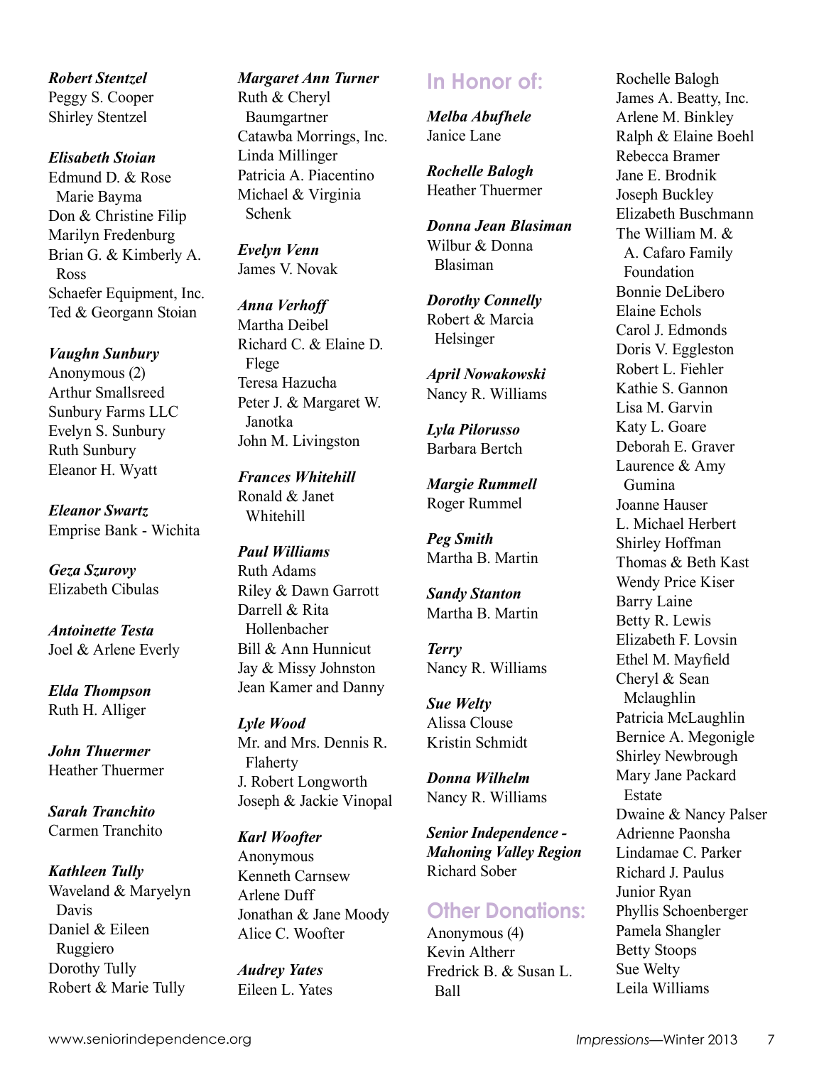***Robert Stentzel***
Peggy S. Cooper
Shirley Stentzel

***Elisabeth Stoian***
Edmund D. & Rose Marie Bayma
Don & Christine Filip
Marilyn Fredenburg
Brian G. & Kimberly A. Ross
Schaefer Equipment, Inc.
Ted & Georgann Stoian

***Vaughn Sunbury***
Anonymous (2)
Arthur Smallsreed
Sunbury Farms LLC
Evelyn S. Sunbury
Ruth Sunbury
Eleanor H. Wyatt

***Eleanor Swartz***
Emprise Bank - Wichita

***Geza Szurovy***
Elizabeth Cibulas

***Antoinette Testa***
Joel & Arlene Everly

***Elda Thompson***
Ruth H. Alliger

***John Thuermer***
Heather Thuermer

***Sarah Tranchito***
Carmen Tranchito

***Kathleen Tully***
Waveland & Maryelyn Davis
Daniel & Eileen Ruggiero
Dorothy Tully
Robert & Marie Tully

***Margaret Ann Turner***
Ruth & Cheryl Baumgartner
Catawba Morrings, Inc.
Linda Millinger
Patricia A. Piacentino
Michael & Virginia Schenk

***Evelyn Venn***
James V. Novak

***Anna Verhoff***
Martha Deibel
Richard C. & Elaine D. Flege
Teresa Hazucha
Peter J. & Margaret W. Janotka
John M. Livingston

***Frances Whitehill***
Ronald & Janet Whitehill

***Paul Williams***
Ruth Adams
Riley & Dawn Garrott
Darrell & Rita Hollenbacher
Bill & Ann Hunnicut
Jay & Missy Johnston
Jean Kamer and Danny

***Lyle Wood***
Mr. and Mrs. Dennis R. Flaherty
J. Robert Longworth
Joseph & Jackie Vinopal

***Karl Woofter***
Anonymous
Kenneth Carnsew
Arlene Duff
Jonathan & Jane Moody
Alice C. Woofter

***Audrey Yates***
Eileen L. Yates

## In Honor of:

***Melba Abufhele***
Janice Lane

***Rochelle Balogh***
Heather Thuermer

***Donna Jean Blasiman***
Wilbur & Donna Blasiman

***Dorothy Connelly***
Robert & Marcia Helsinger

***April Nowakowski***
Nancy R. Williams

***Lyla Pilorusso***
Barbara Bertch

***Margie Rummell***
Roger Rummel

***Peg Smith***
Martha B. Martin

***Sandy Stanton***
Martha B. Martin

***Terry***
Nancy R. Williams

***Sue Welty***
Alissa Clouse
Kristin Schmidt

***Donna Wilhelm***
Nancy R. Williams

***Senior Independence - Mahoning Valley Region***
Richard Sober

## Other Donations:

Anonymous (4)
Kevin Altherr
Fredrick B. & Susan L. Ball
Rochelle Balogh
James A. Beatty, Inc.
Arlene M. Binkley
Ralph & Elaine Boehl
Rebecca Bramer
Jane E. Brodnik
Joseph Buckley
Elizabeth Buschmann
The William M. & A. Cafaro Family Foundation
Bonnie DeLibero
Elaine Echols
Carol J. Edmonds
Doris V. Eggleston
Robert L. Fiehler
Kathie S. Gannon
Lisa M. Garvin
Katy L. Goare
Deborah E. Graver
Laurence & Amy Gumina
Joanne Hauser
L. Michael Herbert
Shirley Hoffman
Thomas & Beth Kast
Wendy Price Kiser
Barry Laine
Betty R. Lewis
Elizabeth F. Lovsin
Ethel M. Mayfield
Cheryl & Sean Mclaughlin
Patricia McLaughlin
Bernice A. Megonigle
Shirley Newbrough
Mary Jane Packard Estate
Dwaine & Nancy Palser
Adrienne Paonsha
Lindamae C. Parker
Richard J. Paulus
Junior Ryan
Phyllis Schoenberger
Pamela Shangler
Betty Stoops
Sue Welty
Leila Williams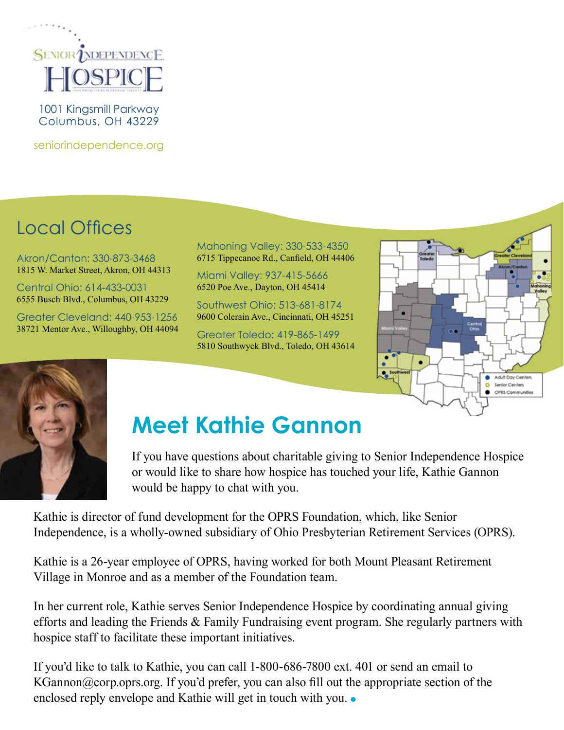Senior Independence Hospice

1001 Kingsmill Parkway
Columbus, OH 43229

seniorindependence.org

## Local Offices

Akron/Canton: 330-873-3468
1815 W. Market Street, Akron, OH 44313

Central Ohio: 614-433-0031
6555 Busch Blvd., Columbus, OH 43229

Greater Cleveland: 440-953-1256
38721 Mentor Ave., Willoughby, OH 44094

Mahoning Valley: 330-533-4350
6715 Tippecanoe Rd., Canfield, OH 44406

Miami Valley: 937-415-5666
6520 Poe Ave., Dayton, OH 45414

Southwest Ohio: 513-681-8174
9600 Colerain Ave., Cincinnati, OH 45251

Greater Toledo: 419-865-1499
5810 Southwyck Blvd., Toledo, OH 43614

Greater Toledo
Greater Cleveland
Akron/Canton
Mahoning Valley
Miami Valley
Central Ohio
Southwest
Adult Day Centers
Senior Centers
OPRS Communities

# Meet Kathie Gannon

If you have questions about charitable giving to Senior Independence Hospice or would like to share how hospice has touched your life, Kathie Gannon would be happy to chat with you.

Kathie is director of fund development for the OPRS Foundation, which, like Senior Independence, is a wholly-owned subsidiary of Ohio Presbyterian Retirement Services (OPRS).

Kathie is a 26-year employee of OPRS, having worked for both Mount Pleasant Retirement Village in Monroe and as a member of the Foundation team.

In her current role, Kathie serves Senior Independence Hospice by coordinating annual giving efforts and leading the Friends & Family Fundraising event program. She regularly partners with hospice staff to facilitate these important initiatives.

If you'd like to talk to Kathie, you can call 1-800-686-7800 ext. 401 or send an email to KGannon@corp.oprs.org. If you'd prefer, you can also fill out the appropriate section of the enclosed reply envelope and Kathie will get in touch with you.